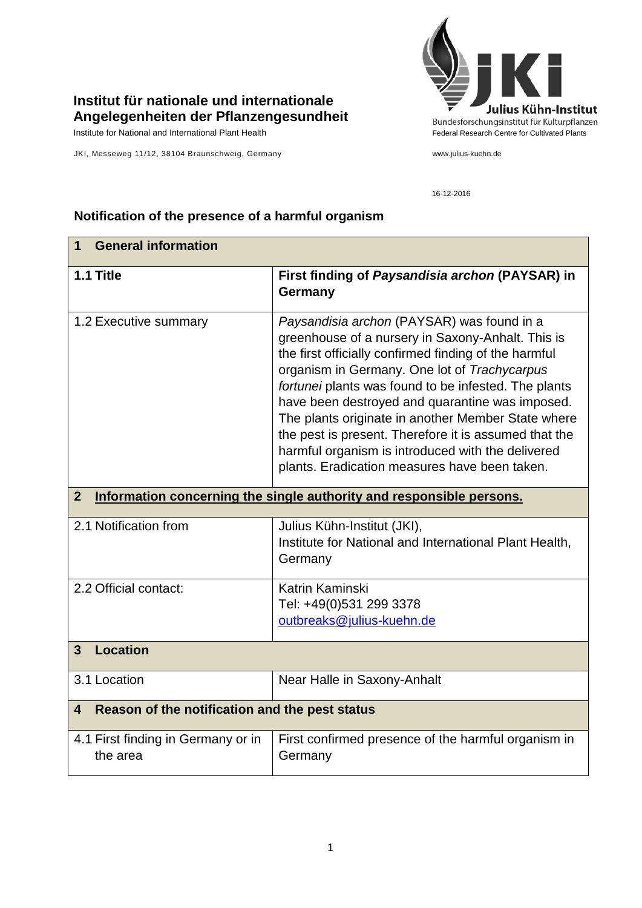**Institut für nationale und internationale Angelegenheiten der Pflanzengesundheit**

Institute for National and International Plant Health

JKI, Messeweg 11/12, 38104 Braunschweig, Germany

Julius Kühn-Institut
Bundesforschungsinstitut für Kulturpflanzen
Federal Research Centre for Cultivated Plants

www.julius-kuehn.de

16-12-2016

## Notification of the presence of a harmful organism

| **1 General information** | |
|---|---|
| **1.1 Title** | **First finding of *Paysandisia archon* (PAYSAR) in Germany** |
| 1.2 Executive summary | *Paysandisia archon* (PAYSAR) was found in a greenhouse of a nursery in Saxony-Anhalt. This is the first officially confirmed finding of the harmful organism in Germany. One lot of *Trachycarpus fortunei* plants was found to be infested. The plants have been destroyed and quarantine was imposed. The plants originate in another Member State where the pest is present. Therefore it is assumed that the harmful organism is introduced with the delivered plants. Eradication measures have been taken. |
| **2 Information concerning the single authority and responsible persons.** | |
| 2.1 Notification from | Julius Kühn-Institut (JKI), Institute for National and International Plant Health, Germany |
| 2.2 Official contact: | Katrin Kaminski<br>Tel: +49(0)531 299 3378<br>outbreaks@julius-kuehn.de |
| **3 Location** | |
| 3.1 Location | Near Halle in Saxony-Anhalt |
| **4 Reason of the notification and the pest status** | |
| 4.1 First finding in Germany or in the area | First confirmed presence of the harmful organism in Germany |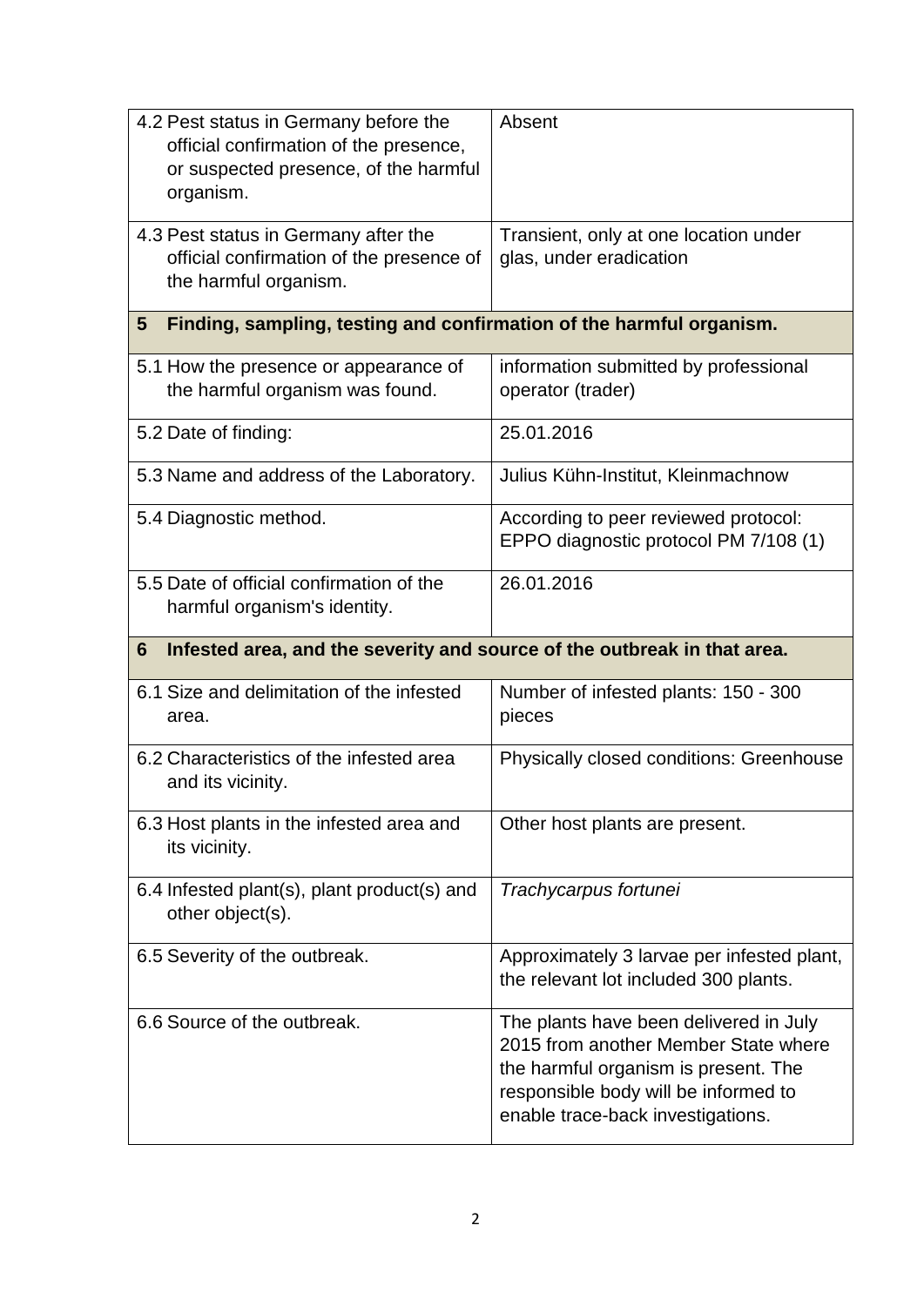| | |
|---|---|
| 4.2 Pest status in Germany before the official confirmation of the presence, or suspected presence, of the harmful organism. | Absent |
| 4.3 Pest status in Germany after the official confirmation of the presence of the harmful organism. | Transient, only at one location under glas, under eradication |
| **5 Finding, sampling, testing and confirmation of the harmful organism.** | |
| 5.1 How the presence or appearance of the harmful organism was found. | information submitted by professional operator (trader) |
| 5.2 Date of finding: | 25.01.2016 |
| 5.3 Name and address of the Laboratory. | Julius Kühn-Institut, Kleinmachnow |
| 5.4 Diagnostic method. | According to peer reviewed protocol: EPPO diagnostic protocol PM 7/108 (1) |
| 5.5 Date of official confirmation of the harmful organism's identity. | 26.01.2016 |
| **6 Infested area, and the severity and source of the outbreak in that area.** | |
| 6.1 Size and delimitation of the infested area. | Number of infested plants: 150 - 300 pieces |
| 6.2 Characteristics of the infested area and its vicinity. | Physically closed conditions: Greenhouse |
| 6.3 Host plants in the infested area and its vicinity. | Other host plants are present. |
| 6.4 Infested plant(s), plant product(s) and other object(s). | *Trachycarpus fortunei* |
| 6.5 Severity of the outbreak. | Approximately 3 larvae per infested plant, the relevant lot included 300 plants. |
| 6.6 Source of the outbreak. | The plants have been delivered in July 2015 from another Member State where the harmful organism is present. The responsible body will be informed to enable trace-back investigations. |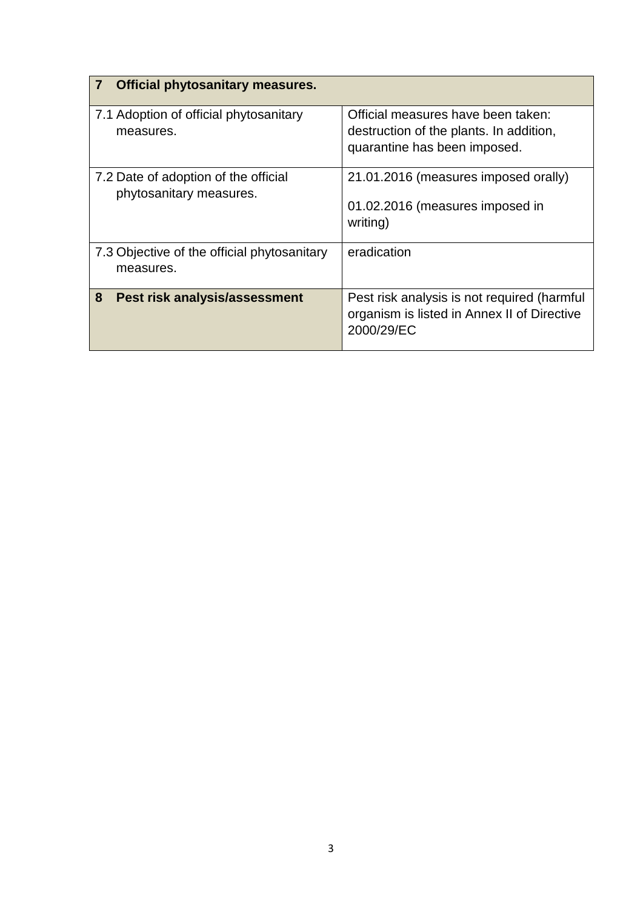| 7 Official phytosanitary measures. | |
|---|---|
| 7.1 Adoption of official phytosanitary measures. | Official measures have been taken: destruction of the plants. In addition, quarantine has been imposed. |
| 7.2 Date of adoption of the official phytosanitary measures. | 21.01.2016 (measures imposed orally)<br><br>01.02.2016 (measures imposed in writing) |
| 7.3 Objective of the official phytosanitary measures. | eradication |
| **8 Pest risk analysis/assessment** | Pest risk analysis is not required (harmful organism is listed in Annex II of Directive 2000/29/EC |